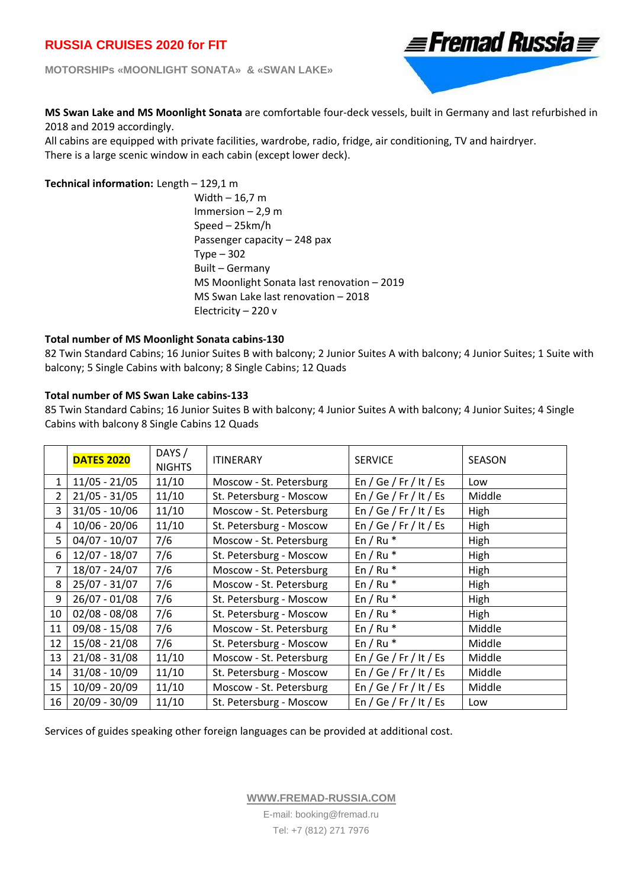# RUSSIA CRUISES 2020 for FIT

**MOTORSHIPs «MOONLIGHT SONATA» & «SWAN LAKE»**

Fremad Russia

**MS Swan Lake and MS Moonlight Sonata** are comfortable four-deck vessels, built in Germany and last refurbished in 2018 and 2019 accordingly.
All cabins are equipped with private facilities, wardrobe, radio, fridge, air conditioning, TV and hairdryer.
There is a large scenic window in each cabin (except lower deck).

**Technical information:** Length – 129,1 m
Width – 16,7 m
Immersion – 2,9 m
Speed – 25km/h
Passenger capacity – 248 pax
Type – 302
Built – Germany
MS Moonlight Sonata last renovation – 2019
MS Swan Lake last renovation – 2018
Electricity – 220 v

**Total number of MS Moonlight Sonata cabins-130**

82 Twin Standard Cabins; 16 Junior Suites B with balcony; 2 Junior Suites A with balcony; 4 Junior Suites; 1 Suite with balcony; 5 Single Cabins with balcony; 8 Single Cabins; 12 Quads

**Total number of MS Swan Lake cabins-133**

85 Twin Standard Cabins; 16 Junior Suites B with balcony; 4 Junior Suites A with balcony; 4 Junior Suites; 4 Single Cabins with balcony 8 Single Cabins 12 Quads

| | **DATES 2020** | DAYS / NIGHTS | ITINERARY | SERVICE | SEASON |
|---|---|---|---|---|---|
| 1 | 11/05 - 21/05 | 11/10 | Moscow - St. Petersburg | En / Ge / Fr / It / Es | Low |
| 2 | 21/05 - 31/05 | 11/10 | St. Petersburg - Moscow | En / Ge / Fr / It / Es | Middle |
| 3 | 31/05 - 10/06 | 11/10 | Moscow - St. Petersburg | En / Ge / Fr / It / Es | High |
| 4 | 10/06 - 20/06 | 11/10 | St. Petersburg - Moscow | En / Ge / Fr / It / Es | High |
| 5 | 04/07 - 10/07 | 7/6 | Moscow - St. Petersburg | En / Ru * | High |
| 6 | 12/07 - 18/07 | 7/6 | St. Petersburg - Moscow | En / Ru * | High |
| 7 | 18/07 - 24/07 | 7/6 | Moscow - St. Petersburg | En / Ru * | High |
| 8 | 25/07 - 31/07 | 7/6 | Moscow - St. Petersburg | En / Ru * | High |
| 9 | 26/07 - 01/08 | 7/6 | St. Petersburg - Moscow | En / Ru * | High |
| 10 | 02/08 - 08/08 | 7/6 | St. Petersburg - Moscow | En / Ru * | High |
| 11 | 09/08 - 15/08 | 7/6 | Moscow - St. Petersburg | En / Ru * | Middle |
| 12 | 15/08 - 21/08 | 7/6 | St. Petersburg - Moscow | En / Ru * | Middle |
| 13 | 21/08 - 31/08 | 11/10 | Moscow - St. Petersburg | En / Ge / Fr / It / Es | Middle |
| 14 | 31/08 - 10/09 | 11/10 | St. Petersburg - Moscow | En / Ge / Fr / It / Es | Middle |
| 15 | 10/09 - 20/09 | 11/10 | Moscow - St. Petersburg | En / Ge / Fr / It / Es | Middle |
| 16 | 20/09 - 30/09 | 11/10 | St. Petersburg - Moscow | En / Ge / Fr / It / Es | Low |

Services of guides speaking other foreign languages can be provided at additional cost.

WWW.FREMAD-RUSSIA.COM
E-mail: booking@fremad.ru
Tel: +7 (812) 271 7976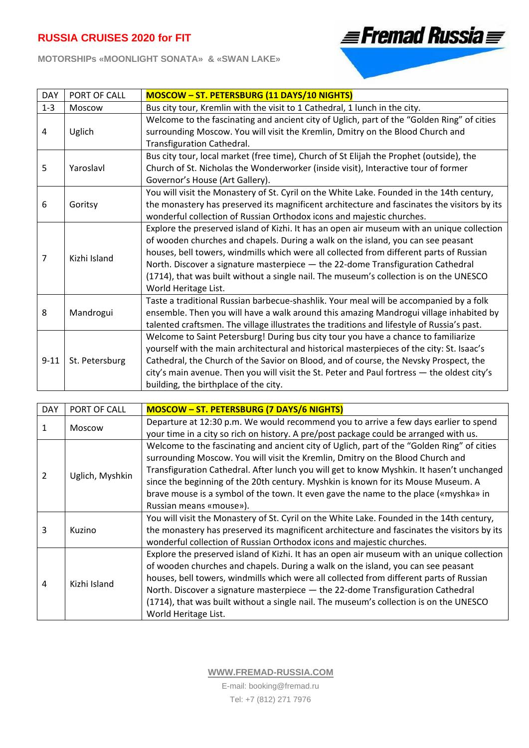# RUSSIA CRUISES 2020 for FIT

**MOTORSHIPs «MOONLIGHT SONATA» & «SWAN LAKE»**

Fremad Russia

| DAY | PORT OF CALL | MOSCOW – ST. PETERSBURG (11 DAYS/10 NIGHTS) |
|---|---|---|
| 1-3 | Moscow | Bus city tour, Kremlin with the visit to 1 Cathedral, 1 lunch in the city. |
| 4 | Uglich | Welcome to the fascinating and ancient city of Uglich, part of the "Golden Ring" of cities surrounding Moscow. You will visit the Kremlin, Dmitry on the Blood Church and Transfiguration Cathedral. |
| 5 | Yaroslavl | Bus city tour, local market (free time), Church of St Elijah the Prophet (outside), the Church of St. Nicholas the Wonderworker (inside visit), Interactive tour of former Governor's House (Art Gallery). |
| 6 | Goritsy | You will visit the Monastery of St. Cyril on the White Lake. Founded in the 14th century, the monastery has preserved its magnificent architecture and fascinates the visitors by its wonderful collection of Russian Orthodox icons and majestic churches. |
| 7 | Kizhi Island | Explore the preserved island of Kizhi. It has an open air museum with an unique collection of wooden churches and chapels. During a walk on the island, you can see peasant houses, bell towers, windmills which were all collected from different parts of Russian North. Discover a signature masterpiece — the 22-dome Transfiguration Cathedral (1714), that was built without a single nail. The museum's collection is on the UNESCO World Heritage List. |
| 8 | Mandrogui | Taste a traditional Russian barbecue-shashlik. Your meal will be accompanied by a folk ensemble. Then you will have a walk around this amazing Mandrogui village inhabited by talented craftsmen. The village illustrates the traditions and lifestyle of Russia's past. |
| 9-11 | St. Petersburg | Welcome to Saint Petersburg! During bus city tour you have a chance to familiarize yourself with the main architectural and historical masterpieces of the city: St. Isaac's Cathedral, the Church of the Savior on Blood, and of course, the Nevsky Prospect, the city's main avenue. Then you will visit the St. Peter and Paul fortress — the oldest city's building, the birthplace of the city. |

| DAY | PORT OF CALL | MOSCOW – ST. PETERSBURG (7 DAYS/6 NIGHTS) |
|---|---|---|
| 1 | Moscow | Departure at 12:30 p.m. We would recommend you to arrive a few days earlier to spend your time in a city so rich on history. A pre/post package could be arranged with us. |
| 2 | Uglich, Myshkin | Welcome to the fascinating and ancient city of Uglich, part of the "Golden Ring" of cities surrounding Moscow. You will visit the Kremlin, Dmitry on the Blood Church and Transfiguration Cathedral. After lunch you will get to know Myshkin. It hasen't unchanged since the beginning of the 20th century. Myshkin is known for its Mouse Museum. A brave mouse is a symbol of the town. It even gave the name to the place («myshka» in Russian means «mouse»). |
| 3 | Kuzino | You will visit the Monastery of St. Cyril on the White Lake. Founded in the 14th century, the monastery has preserved its magnificent architecture and fascinates the visitors by its wonderful collection of Russian Orthodox icons and majestic churches. |
| 4 | Kizhi Island | Explore the preserved island of Kizhi. It has an open air museum with an unique collection of wooden churches and chapels. During a walk on the island, you can see peasant houses, bell towers, windmills which were all collected from different parts of Russian North. Discover a signature masterpiece — the 22-dome Transfiguration Cathedral (1714), that was built without a single nail. The museum's collection is on the UNESCO World Heritage List. |

WWW.FREMAD-RUSSIA.COM

E-mail: booking@fremad.ru

Tel: +7 (812) 271 7976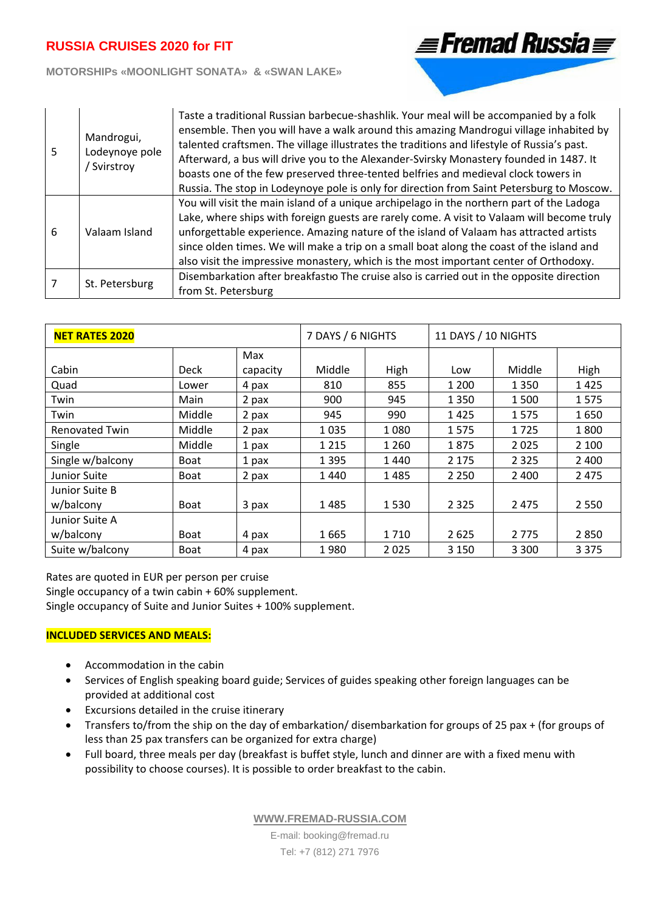# RUSSIA CRUISES 2020 for FIT

**MOTORSHIPs «MOONLIGHT SONATA» & «SWAN LAKE»**

| | | |
|---|---|---|
| 5 | Mandrogui, Lodeynoye pole / Svirstroy | Taste a traditional Russian barbecue-shashlik. Your meal will be accompanied by a folk ensemble. Then you will have a walk around this amazing Mandrogui village inhabited by talented craftsmen. The village illustrates the traditions and lifestyle of Russia's past. Afterward, a bus will drive you to the Alexander-Svirsky Monastery founded in 1487. It boasts one of the few preserved three-tented belfries and medieval clock towers in Russia. The stop in Lodeynoye pole is only for direction from Saint Petersburg to Moscow. |
| 6 | Valaam Island | You will visit the main island of a unique archipelago in the northern part of the Ladoga Lake, where ships with foreign guests are rarely come. A visit to Valaam will become truly unforgettable experience. Amazing nature of the island of Valaam has attracted artists since olden times. We will make a trip on a small boat along the coast of the island and also visit the impressive monastery, which is the most important center of Orthodoxy. |
| 7 | St. Petersburg | Disembarkation after breakfastю The cruise also is carried out in the opposite direction from St. Petersburg |

| **NET RATES 2020** | | | 7 DAYS / 6 NIGHTS | | 11 DAYS / 10 NIGHTS | | |
|---|---|---|---|---|---|---|---|
| Cabin | Deck | Max capacity | Middle | High | Low | Middle | High |
| Quad | Lower | 4 pax | 810 | 855 | 1 200 | 1 350 | 1 425 |
| Twin | Main | 2 pax | 900 | 945 | 1 350 | 1 500 | 1 575 |
| Twin | Middle | 2 pax | 945 | 990 | 1 425 | 1 575 | 1 650 |
| Renovated Twin | Middle | 2 pax | 1 035 | 1 080 | 1 575 | 1 725 | 1 800 |
| Single | Middle | 1 pax | 1 215 | 1 260 | 1 875 | 2 025 | 2 100 |
| Single w/balcony | Boat | 1 pax | 1 395 | 1 440 | 2 175 | 2 325 | 2 400 |
| Junior Suite | Boat | 2 pax | 1 440 | 1 485 | 2 250 | 2 400 | 2 475 |
| Junior Suite B w/balcony | Boat | 3 pax | 1 485 | 1 530 | 2 325 | 2 475 | 2 550 |
| Junior Suite A w/balcony | Boat | 4 pax | 1 665 | 1 710 | 2 625 | 2 775 | 2 850 |
| Suite w/balcony | Boat | 4 pax | 1 980 | 2 025 | 3 150 | 3 300 | 3 375 |

Rates are quoted in EUR per person per cruise
Single occupancy of a twin cabin + 60% supplement.
Single occupancy of Suite and Junior Suites + 100% supplement.

**INCLUDED SERVICES AND MEALS:**

- Accommodation in the cabin
- Services of English speaking board guide; Services of guides speaking other foreign languages can be provided at additional cost
- Excursions detailed in the cruise itinerary
- Transfers to/from the ship on the day of embarkation/ disembarkation for groups of 25 pax + (for groups of less than 25 pax transfers can be organized for extra charge)
- Full board, three meals per day (breakfast is buffet style, lunch and dinner are with a fixed menu with possibility to choose courses). It is possible to order breakfast to the cabin.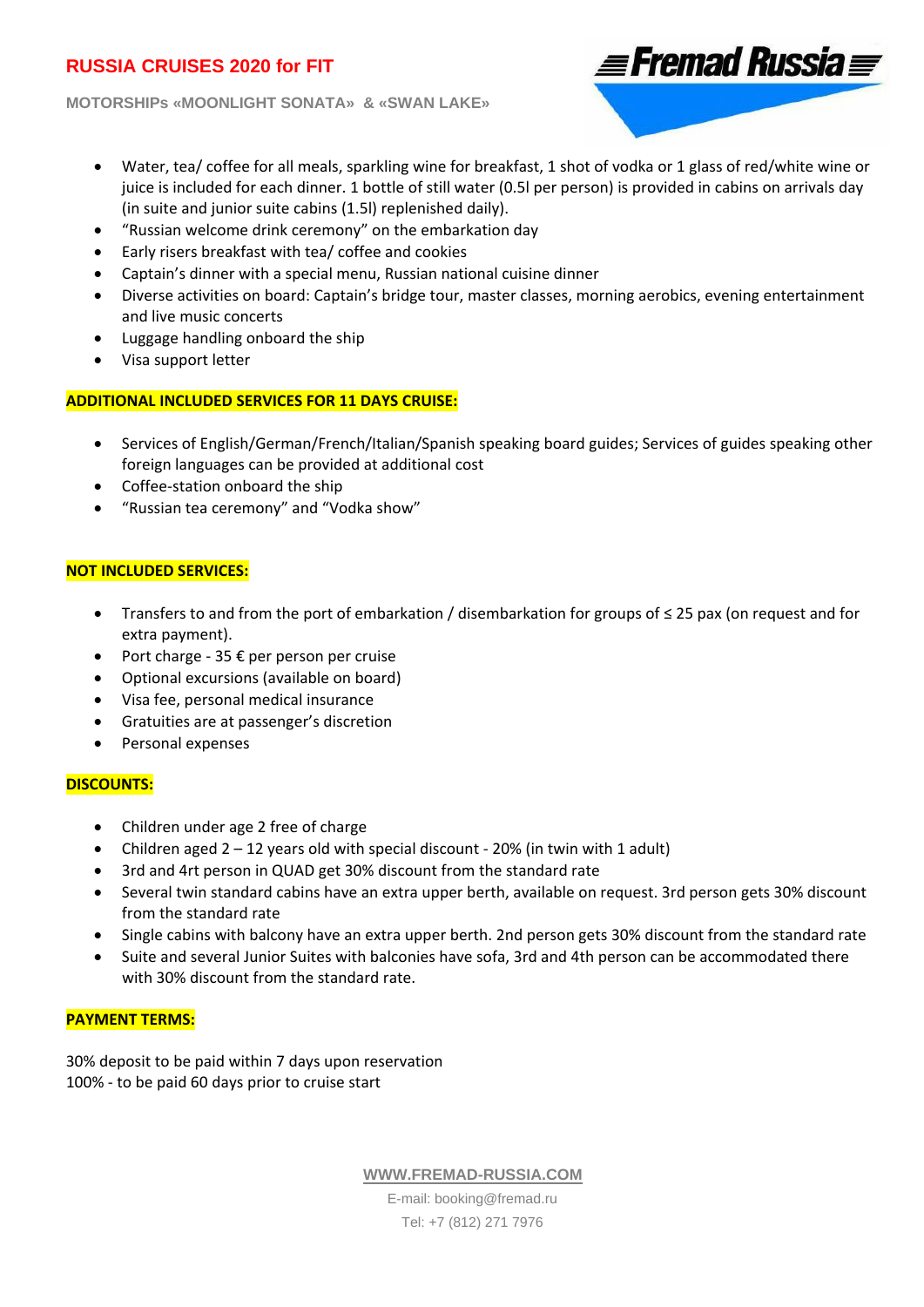- Water, tea/ coffee for all meals, sparkling wine for breakfast, 1 shot of vodka or 1 glass of red/white wine or juice is included for each dinner. 1 bottle of still water (0.5l per person) is provided in cabins on arrivals day (in suite and junior suite cabins (1.5l) replenished daily).
- "Russian welcome drink ceremony" on the embarkation day
- Early risers breakfast with tea/ coffee and cookies
- Captain's dinner with a special menu, Russian national cuisine dinner
- Diverse activities on board: Captain's bridge tour, master classes, morning aerobics, evening entertainment and live music concerts
- Luggage handling onboard the ship
- Visa support letter

**ADDITIONAL INCLUDED SERVICES FOR 11 DAYS CRUISE:**

- Services of English/German/French/Italian/Spanish speaking board guides; Services of guides speaking other foreign languages can be provided at additional cost
- Coffee-station onboard the ship
- "Russian tea ceremony" and "Vodka show"

**NOT INCLUDED SERVICES:**

- Transfers to and from the port of embarkation / disembarkation for groups of ≤ 25 pax (on request and for extra payment).
- Port charge - 35 € per person per cruise
- Optional excursions (available on board)
- Visa fee, personal medical insurance
- Gratuities are at passenger's discretion
- Personal expenses

**DISCOUNTS:**

- Children under age 2 free of charge
- Children aged 2 – 12 years old with special discount - 20% (in twin with 1 adult)
- 3rd and 4rt person in QUAD get 30% discount from the standard rate
- Several twin standard cabins have an extra upper berth, available on request. 3rd person gets 30% discount from the standard rate
- Single cabins with balcony have an extra upper berth. 2nd person gets 30% discount from the standard rate
- Suite and several Junior Suites with balconies have sofa, 3rd and 4th person can be accommodated there with 30% discount from the standard rate.

**PAYMENT TERMS:**

30% deposit to be paid within 7 days upon reservation
100% - to be paid 60 days prior to cruise start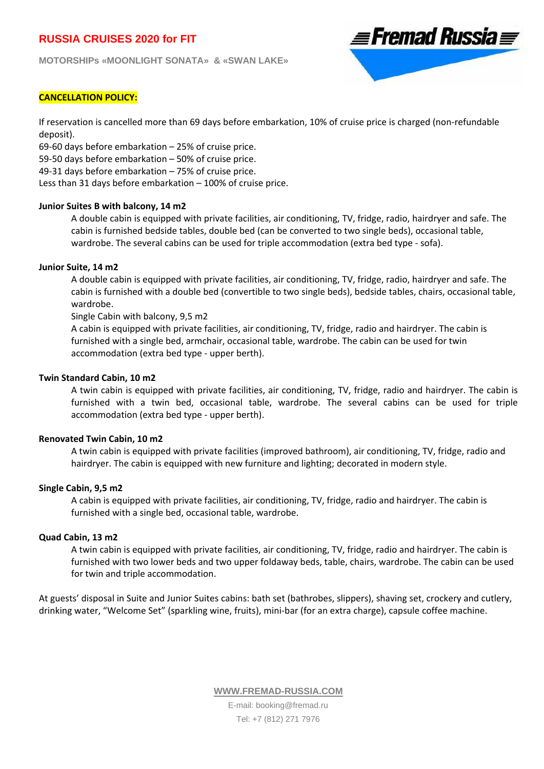**CANCELLATION POLICY:**

If reservation is cancelled more than 69 days before embarkation, 10% of cruise price is charged (non-refundable deposit).
69-60 days before embarkation – 25% of cruise price.
59-50 days before embarkation – 50% of cruise price.
49-31 days before embarkation – 75% of cruise price.
Less than 31 days before embarkation – 100% of cruise price.

**Junior Suites B with balcony, 14 m2**

A double cabin is equipped with private facilities, air conditioning, TV, fridge, radio, hairdryer and safe. The cabin is furnished bedside tables, double bed (can be converted to two single beds), occasional table, wardrobe. The several cabins can be used for triple accommodation (extra bed type - sofa).

**Junior Suite, 14 m2**

A double cabin is equipped with private facilities, air conditioning, TV, fridge, radio, hairdryer and safe. The cabin is furnished with a double bed (convertible to two single beds), bedside tables, chairs, occasional table, wardrobe.

Single Cabin with balcony, 9,5 m2

A cabin is equipped with private facilities, air conditioning, TV, fridge, radio and hairdryer. The cabin is furnished with a single bed, armchair, occasional table, wardrobe. The cabin can be used for twin accommodation (extra bed type - upper berth).

**Twin Standard Cabin, 10 m2**

A twin cabin is equipped with private facilities, air conditioning, TV, fridge, radio and hairdryer. The cabin is furnished with a twin bed, occasional table, wardrobe. The several cabins can be used for triple accommodation (extra bed type - upper berth).

**Renovated Twin Cabin, 10 m2**

A twin cabin is equipped with private facilities (improved bathroom), air conditioning, TV, fridge, radio and hairdryer. The cabin is equipped with new furniture and lighting; decorated in modern style.

**Single Cabin, 9,5 m2**

A cabin is equipped with private facilities, air conditioning, TV, fridge, radio and hairdryer. The cabin is furnished with a single bed, occasional table, wardrobe.

**Quad Cabin, 13 m2**

A twin cabin is equipped with private facilities, air conditioning, TV, fridge, radio and hairdryer. The cabin is furnished with two lower beds and two upper foldaway beds, table, chairs, wardrobe. The cabin can be used for twin and triple accommodation.

At guests' disposal in Suite and Junior Suites cabins: bath set (bathrobes, slippers), shaving set, crockery and cutlery, drinking water, "Welcome Set" (sparkling wine, fruits), mini-bar (for an extra charge), capsule coffee machine.